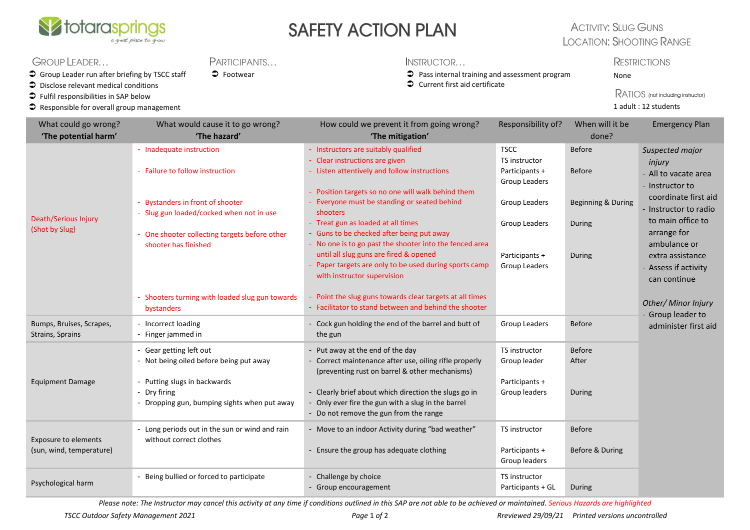# SAFETY ACTION PLAN

**Activity:** Slug Guns
**Location:** Shooting Range

**Group Leader…**
- Group Leader run after briefing by TSCC staff
- Disclose relevant medical conditions
- Fulfil responsibilities in SAP below
- Responsible for overall group management

**Participants…**
- Footwear

**Instructor…**
- Pass internal training and assessment program
- Current first aid certificate

**Restrictions**

None

**Ratios** (not including instructor)

1 adult : 12 students

| What could go wrong? 'The potential harm' | What would cause it to go wrong? 'The hazard' | How could we prevent it from going wrong? 'The mitigation' | Responsibility of? | When will it be done? | Emergency Plan |
|---|---|---|---|---|---|
| Death/Serious Injury (Shot by Slug) | - Inadequate instruction | - Instructors are suitably qualified<br>- Clear instructions are given | TSCC<br>TS instructor | Before | *Suspected major injury*<br>- All to vacate area<br>- Instructor to coordinate first aid<br>- Instructor to radio to main office to arrange for ambulance or extra assistance<br>- Assess if activity can continue<br><br>*Other/ Minor Injury*<br>- Group leader to administer first aid |
| | - Failure to follow instruction | - Listen attentively and follow instructions | Participants + Group Leaders | Before | |
| | - Bystanders in front of shooter | - Position targets so no one will walk behind them<br>- Everyone must be standing or seated behind shooters | Group Leaders | Beginning & During | |
| | - Slug gun loaded/cocked when not in use | - Treat gun as loaded at all times<br>- Guns to be checked after being put away | Group Leaders | During | |
| | - One shooter collecting targets before other shooter has finished | - No one is to go past the shooter into the fenced area until all slug guns are fired & opened<br>- Paper targets are only to be used during sports camp with instructor supervision | Participants + Group Leaders | During | |
| | - Shooters turning with loaded slug gun towards bystanders | - Point the slug guns towards clear targets at all times<br>- Facilitator to stand between and behind the shooter | | | |
| Bumps, Bruises, Scrapes, Strains, Sprains | - Incorrect loading<br>- Finger jammed in | - Cock gun holding the end of the barrel and butt of the gun | Group Leaders | Before | |
| Equipment Damage | - Gear getting left out<br>- Not being oiled before being put away | - Put away at the end of the day<br>- Correct maintenance after use, oiling rifle properly (preventing rust on barrel & other mechanisms) | TS instructor<br>Group leader | Before<br>After | |
| | - Putting slugs in backwards<br>- Dry firing<br>- Dropping gun, bumping sights when put away | - Clearly brief about which direction the slugs go in<br>- Only ever fire the gun with a slug in the barrel<br>- Do not remove the gun from the range | Participants + Group leaders | During | |
| Exposure to elements (sun, wind, temperature) | - Long periods out in the sun or wind and rain without correct clothes | - Move to an indoor Activity during "bad weather" | TS instructor | Before | |
| | | - Ensure the group has adequate clothing | Participants + Group leaders | Before & During | |
| Psychological harm | - Being bullied or forced to participate | - Challenge by choice<br>- Group encouragement | TS instructor<br>Participants + GL | During | |

*Please note: The Instructor may cancel this activity at any time if conditions outlined in this SAP are not able to be achieved or maintained. Serious Hazards are highlighted*

*TSCC Outdoor Safety Management 2021* *Reviewed 29/09/21* *Printed versions uncontrolled*